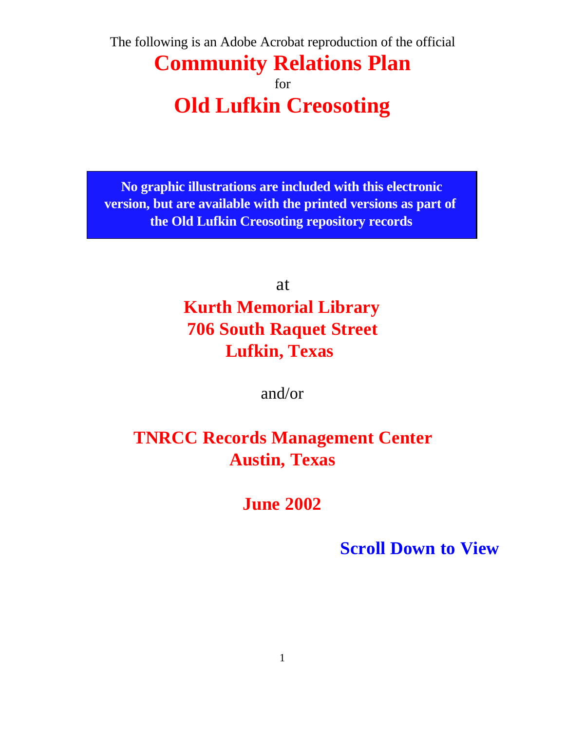The following is an Adobe Acrobat reproduction of the official

# Community Relations Plan

for

# Old Lufkin Creosoting

**No graphic illustrations are included with this electronic version, but are available with the printed versions as part of the Old Lufkin Creosoting repository records**

at

**Kurth Memorial Library**
**706 South Raquet Street**
**Lufkin, Texas**

and/or

**TNRCC Records Management Center**
**Austin, Texas**

**June 2002**

**Scroll Down to View**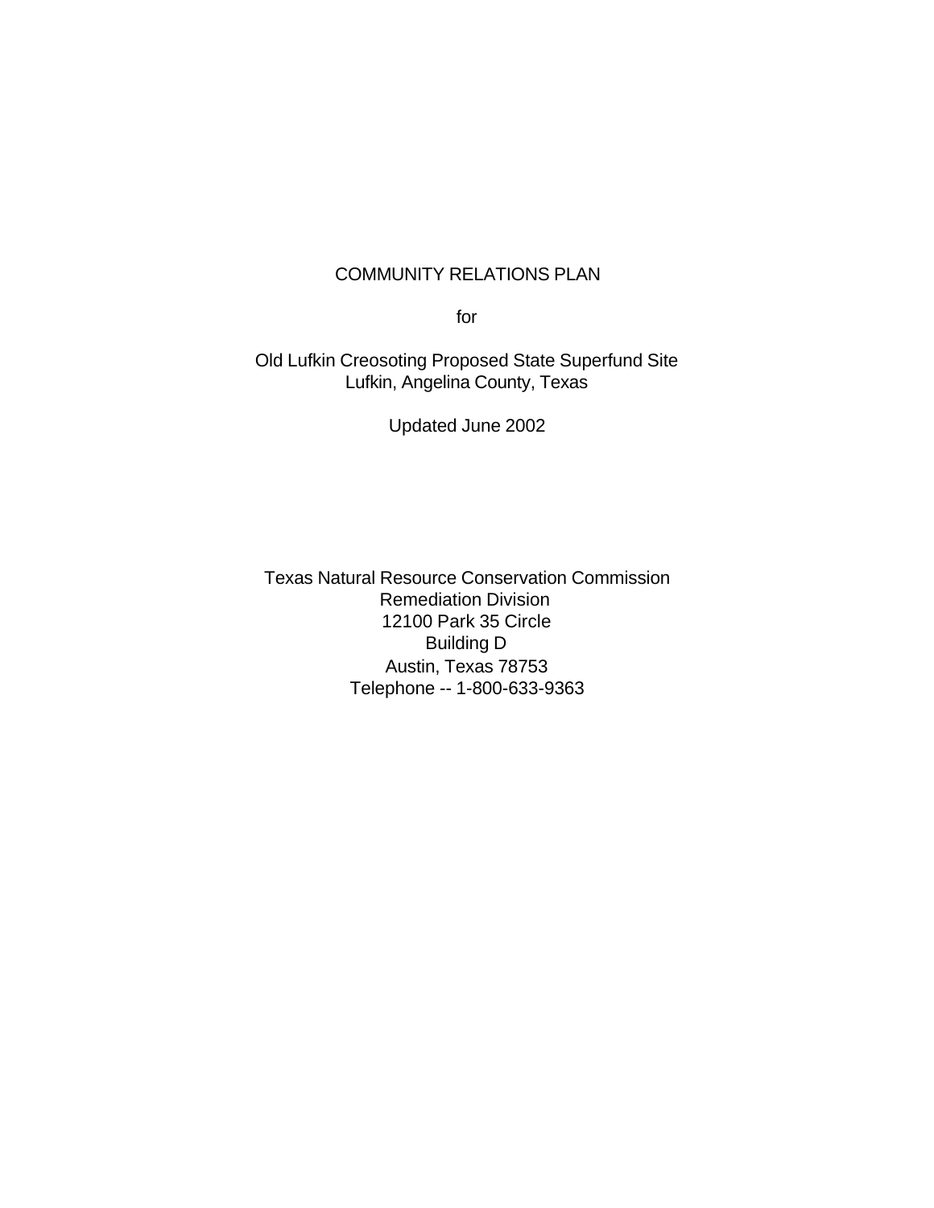# COMMUNITY RELATIONS PLAN

for

Old Lufkin Creosoting Proposed State Superfund Site
Lufkin, Angelina County, Texas

Updated June 2002

Texas Natural Resource Conservation Commission
Remediation Division
12100 Park 35 Circle
Building D
Austin, Texas 78753
Telephone -- 1-800-633-9363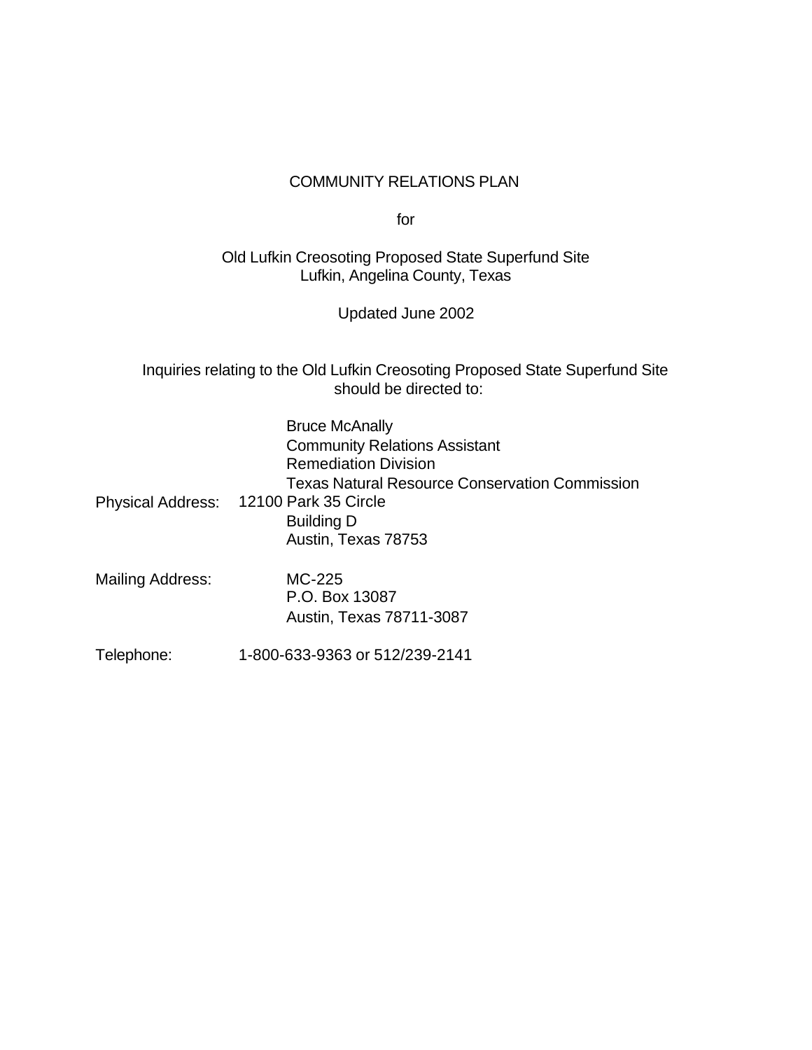COMMUNITY RELATIONS PLAN

for

Old Lufkin Creosoting Proposed State Superfund Site
Lufkin, Angelina County, Texas

Updated June 2002

Inquiries relating to the Old Lufkin Creosoting Proposed State Superfund Site should be directed to:

Bruce McAnally
Community Relations Assistant
Remediation Division
Texas Natural Resource Conservation Commission

Physical Address: 12100 Park 35 Circle
Building D
Austin, Texas 78753

Mailing Address: MC-225
P.O. Box 13087
Austin, Texas 78711-3087

Telephone: 1-800-633-9363 or 512/239-2141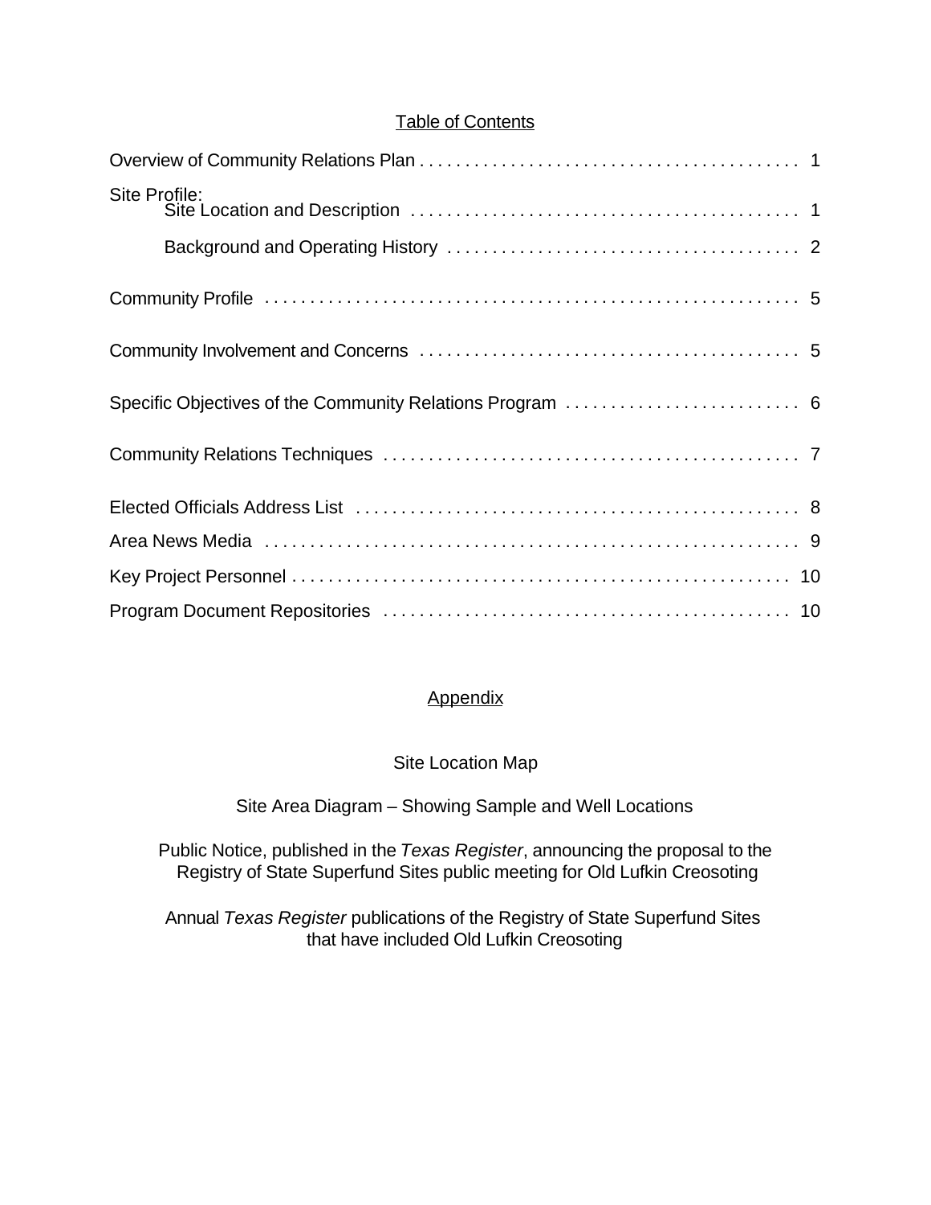## Table of Contents

| | |
|---|---|
| Overview of Community Relations Plan | 1 |
| Site Profile: | |
| Site Location and Description | 1 |
| Background and Operating History | 2 |
| Community Profile | 5 |
| Community Involvement and Concerns | 5 |
| Specific Objectives of the Community Relations Program | 6 |
| Community Relations Techniques | 7 |
| Elected Officials Address List | 8 |
| Area News Media | 9 |
| Key Project Personnel | 10 |
| Program Document Repositories | 10 |

## Appendix

Site Location Map

Site Area Diagram – Showing Sample and Well Locations

Public Notice, published in the *Texas Register*, announcing the proposal to the Registry of State Superfund Sites public meeting for Old Lufkin Creosoting

Annual *Texas Register* publications of the Registry of State Superfund Sites that have included Old Lufkin Creosoting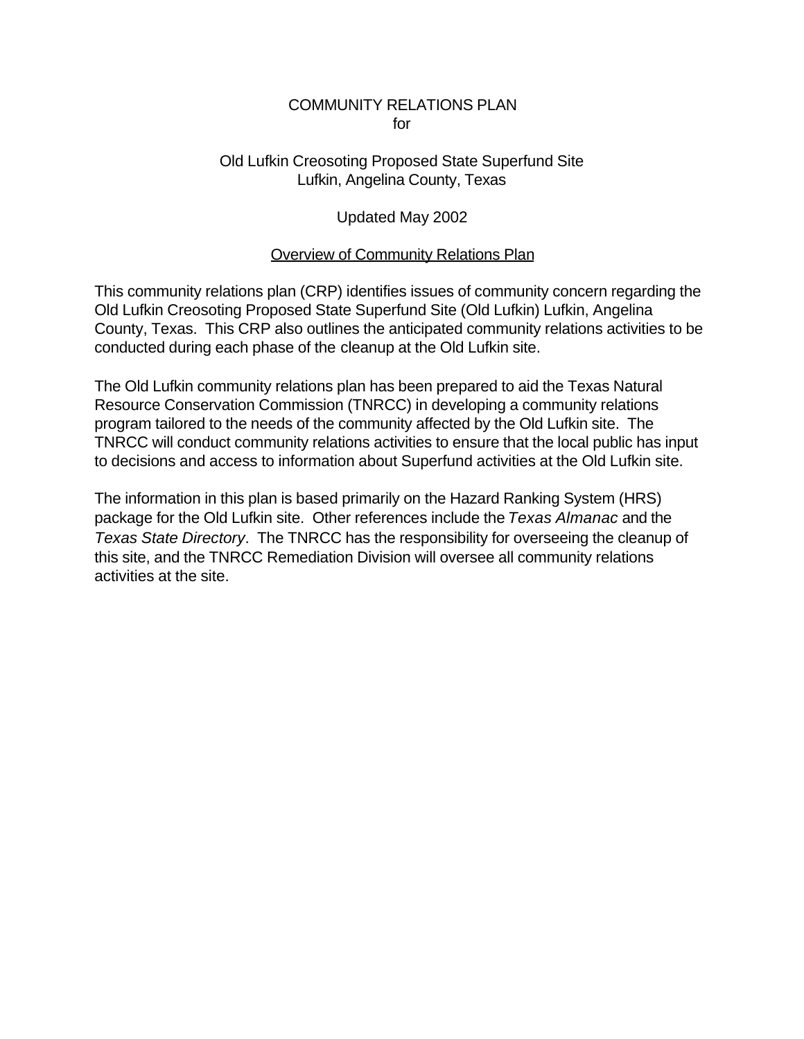# COMMUNITY RELATIONS PLAN
for

Old Lufkin Creosoting Proposed State Superfund Site
Lufkin, Angelina County, Texas

Updated May 2002

## Overview of Community Relations Plan

This community relations plan (CRP) identifies issues of community concern regarding the Old Lufkin Creosoting Proposed State Superfund Site (Old Lufkin) Lufkin, Angelina County, Texas. This CRP also outlines the anticipated community relations activities to be conducted during each phase of the cleanup at the Old Lufkin site.

The Old Lufkin community relations plan has been prepared to aid the Texas Natural Resource Conservation Commission (TNRCC) in developing a community relations program tailored to the needs of the community affected by the Old Lufkin site. The TNRCC will conduct community relations activities to ensure that the local public has input to decisions and access to information about Superfund activities at the Old Lufkin site.

The information in this plan is based primarily on the Hazard Ranking System (HRS) package for the Old Lufkin site. Other references include the *Texas Almanac* and the *Texas State Directory*. The TNRCC has the responsibility for overseeing the cleanup of this site, and the TNRCC Remediation Division will oversee all community relations activities at the site.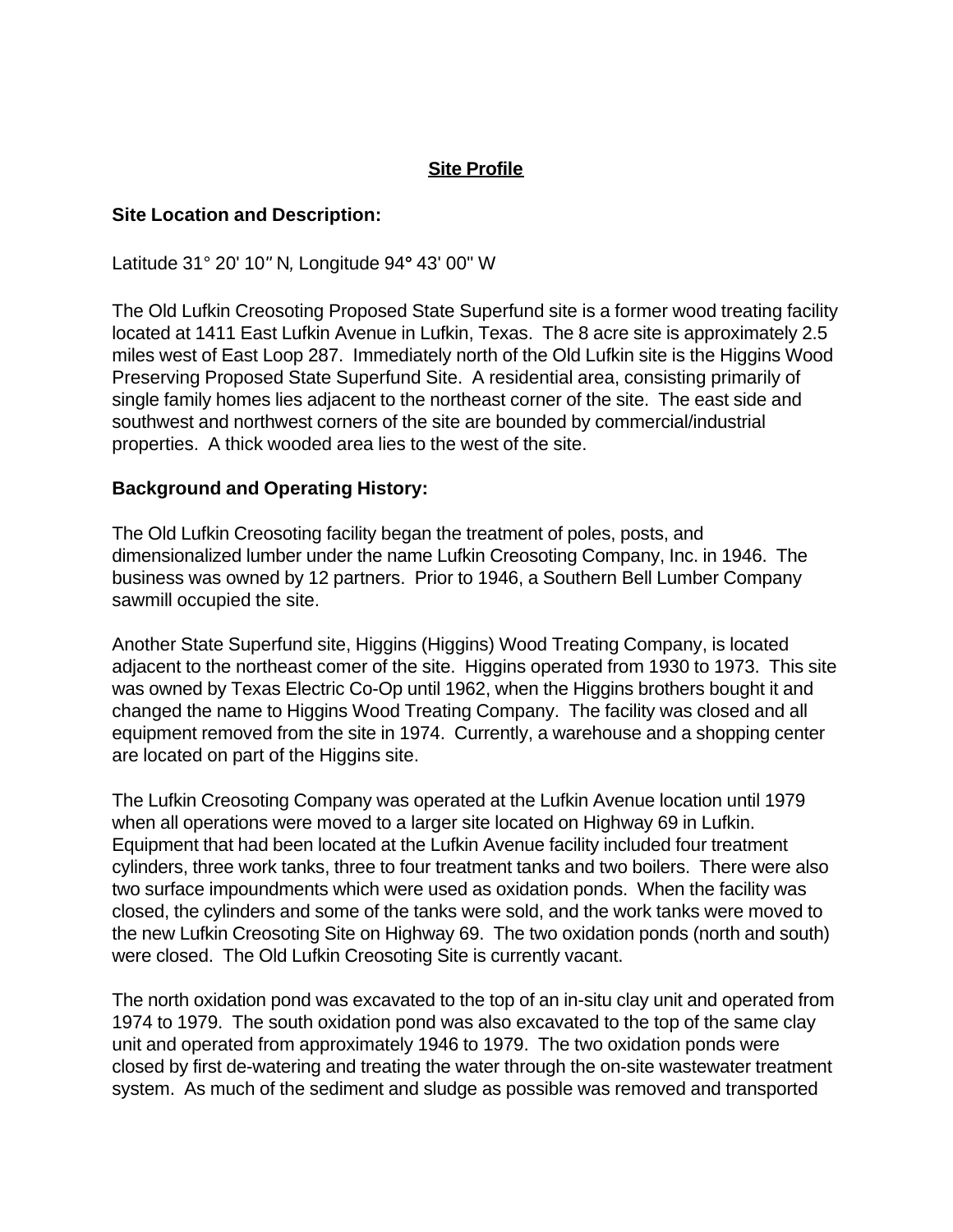## Site Profile

**Site Location and Description:**

Latitude 31° 20' 10" N, Longitude 94° 43' 00" W

The Old Lufkin Creosoting Proposed State Superfund site is a former wood treating facility located at 1411 East Lufkin Avenue in Lufkin, Texas. The 8 acre site is approximately 2.5 miles west of East Loop 287. Immediately north of the Old Lufkin site is the Higgins Wood Preserving Proposed State Superfund Site. A residential area, consisting primarily of single family homes lies adjacent to the northeast corner of the site. The east side and southwest and northwest corners of the site are bounded by commercial/industrial properties. A thick wooded area lies to the west of the site.

**Background and Operating History:**

The Old Lufkin Creosoting facility began the treatment of poles, posts, and dimensionalized lumber under the name Lufkin Creosoting Company, Inc. in 1946. The business was owned by 12 partners. Prior to 1946, a Southern Bell Lumber Company sawmill occupied the site.

Another State Superfund site, Higgins (Higgins) Wood Treating Company, is located adjacent to the northeast comer of the site. Higgins operated from 1930 to 1973. This site was owned by Texas Electric Co-Op until 1962, when the Higgins brothers bought it and changed the name to Higgins Wood Treating Company. The facility was closed and all equipment removed from the site in 1974. Currently, a warehouse and a shopping center are located on part of the Higgins site.

The Lufkin Creosoting Company was operated at the Lufkin Avenue location until 1979 when all operations were moved to a larger site located on Highway 69 in Lufkin. Equipment that had been located at the Lufkin Avenue facility included four treatment cylinders, three work tanks, three to four treatment tanks and two boilers. There were also two surface impoundments which were used as oxidation ponds. When the facility was closed, the cylinders and some of the tanks were sold, and the work tanks were moved to the new Lufkin Creosoting Site on Highway 69. The two oxidation ponds (north and south) were closed. The Old Lufkin Creosoting Site is currently vacant.

The north oxidation pond was excavated to the top of an in-situ clay unit and operated from 1974 to 1979. The south oxidation pond was also excavated to the top of the same clay unit and operated from approximately 1946 to 1979. The two oxidation ponds were closed by first de-watering and treating the water through the on-site wastewater treatment system. As much of the sediment and sludge as possible was removed and transported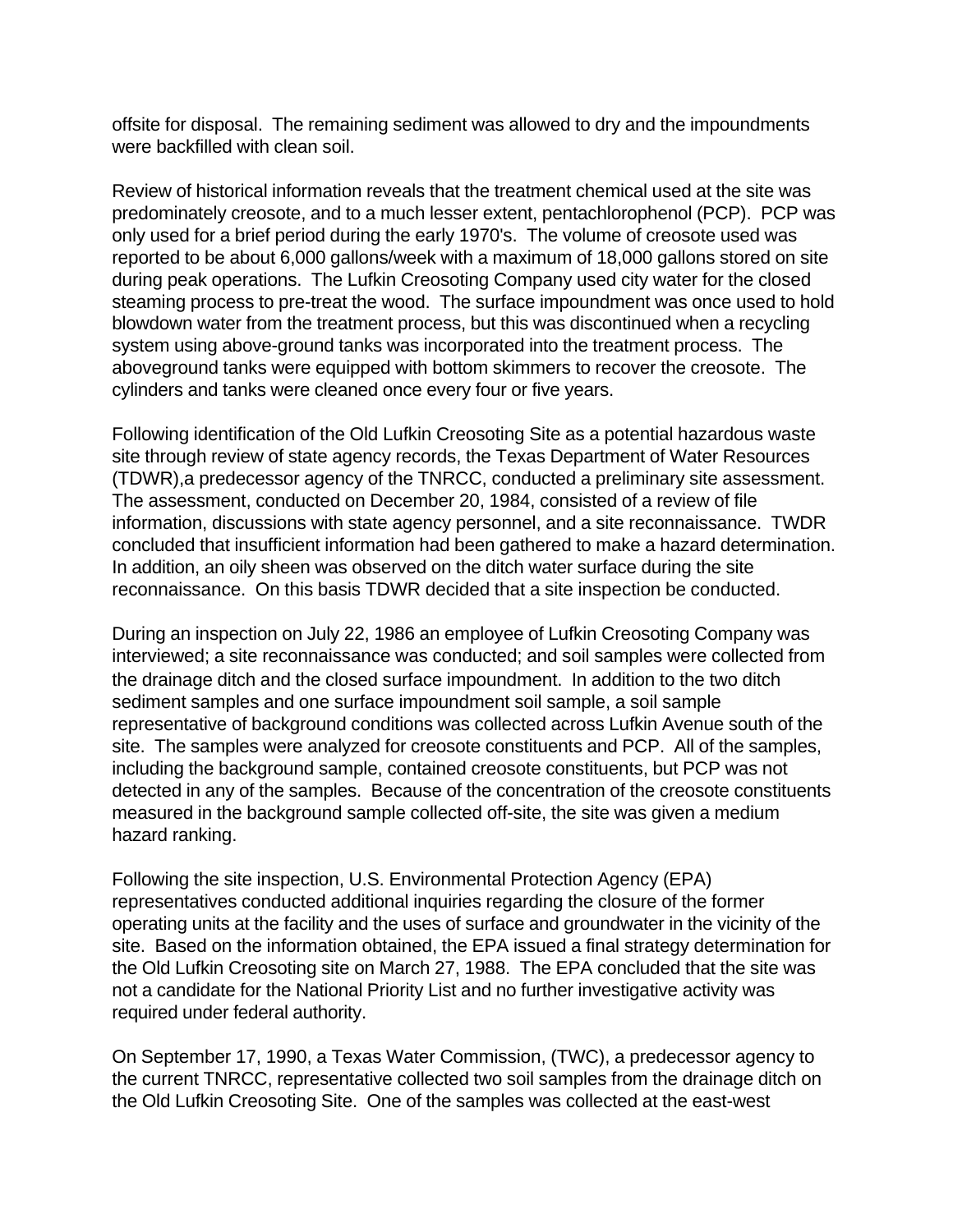offsite for disposal. The remaining sediment was allowed to dry and the impoundments were backfilled with clean soil.

Review of historical information reveals that the treatment chemical used at the site was predominately creosote, and to a much lesser extent, pentachlorophenol (PCP). PCP was only used for a brief period during the early 1970's. The volume of creosote used was reported to be about 6,000 gallons/week with a maximum of 18,000 gallons stored on site during peak operations. The Lufkin Creosoting Company used city water for the closed steaming process to pre-treat the wood. The surface impoundment was once used to hold blowdown water from the treatment process, but this was discontinued when a recycling system using above-ground tanks was incorporated into the treatment process. The aboveground tanks were equipped with bottom skimmers to recover the creosote. The cylinders and tanks were cleaned once every four or five years.

Following identification of the Old Lufkin Creosoting Site as a potential hazardous waste site through review of state agency records, the Texas Department of Water Resources (TDWR),a predecessor agency of the TNRCC, conducted a preliminary site assessment. The assessment, conducted on December 20, 1984, consisted of a review of file information, discussions with state agency personnel, and a site reconnaissance. TWDR concluded that insufficient information had been gathered to make a hazard determination. In addition, an oily sheen was observed on the ditch water surface during the site reconnaissance. On this basis TDWR decided that a site inspection be conducted.

During an inspection on July 22, 1986 an employee of Lufkin Creosoting Company was interviewed; a site reconnaissance was conducted; and soil samples were collected from the drainage ditch and the closed surface impoundment. In addition to the two ditch sediment samples and one surface impoundment soil sample, a soil sample representative of background conditions was collected across Lufkin Avenue south of the site. The samples were analyzed for creosote constituents and PCP. All of the samples, including the background sample, contained creosote constituents, but PCP was not detected in any of the samples. Because of the concentration of the creosote constituents measured in the background sample collected off-site, the site was given a medium hazard ranking.

Following the site inspection, U.S. Environmental Protection Agency (EPA) representatives conducted additional inquiries regarding the closure of the former operating units at the facility and the uses of surface and groundwater in the vicinity of the site. Based on the information obtained, the EPA issued a final strategy determination for the Old Lufkin Creosoting site on March 27, 1988. The EPA concluded that the site was not a candidate for the National Priority List and no further investigative activity was required under federal authority.

On September 17, 1990, a Texas Water Commission, (TWC), a predecessor agency to the current TNRCC, representative collected two soil samples from the drainage ditch on the Old Lufkin Creosoting Site. One of the samples was collected at the east-west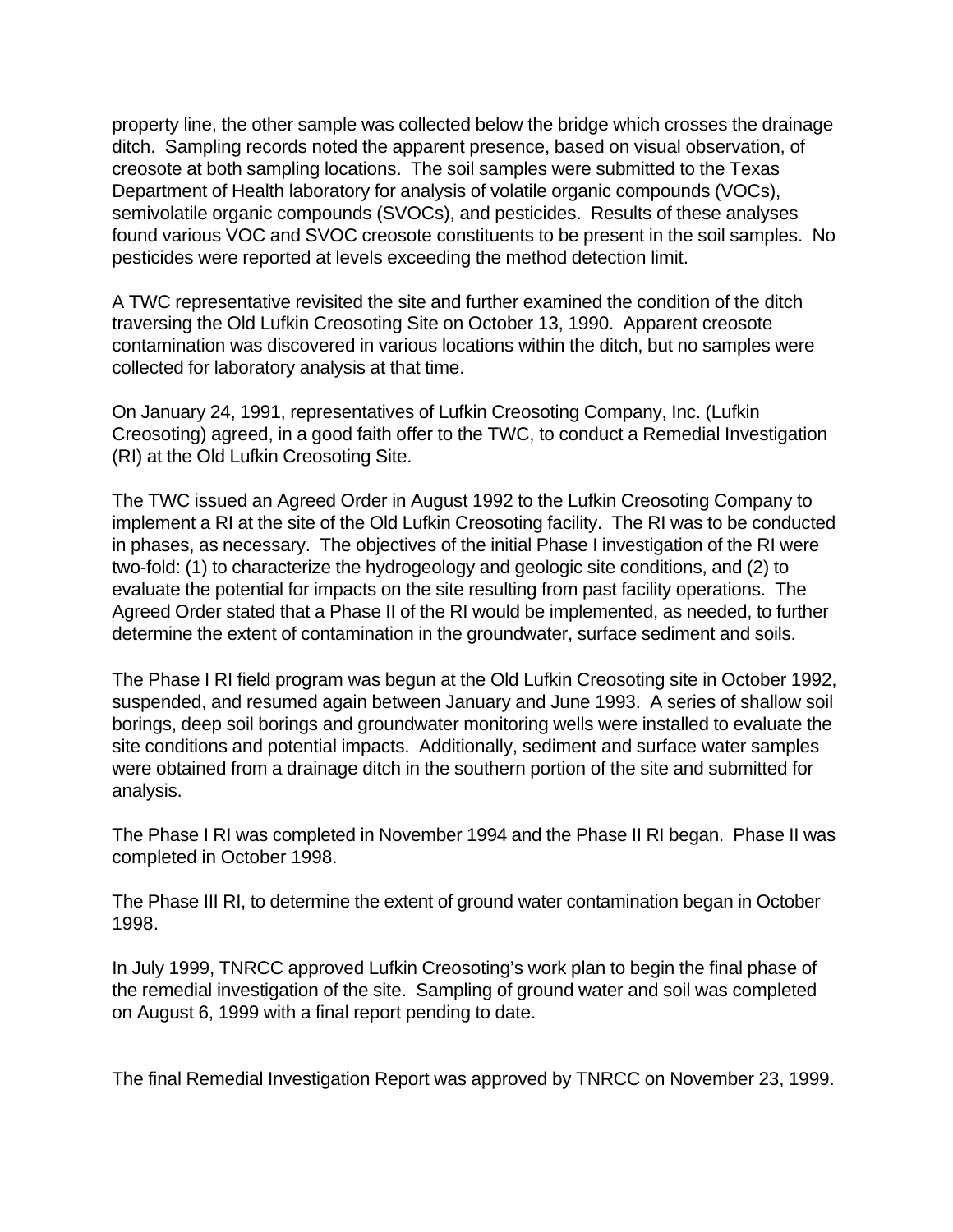property line, the other sample was collected below the bridge which crosses the drainage ditch. Sampling records noted the apparent presence, based on visual observation, of creosote at both sampling locations. The soil samples were submitted to the Texas Department of Health laboratory for analysis of volatile organic compounds (VOCs), semivolatile organic compounds (SVOCs), and pesticides. Results of these analyses found various VOC and SVOC creosote constituents to be present in the soil samples. No pesticides were reported at levels exceeding the method detection limit.

A TWC representative revisited the site and further examined the condition of the ditch traversing the Old Lufkin Creosoting Site on October 13, 1990. Apparent creosote contamination was discovered in various locations within the ditch, but no samples were collected for laboratory analysis at that time.

On January 24, 1991, representatives of Lufkin Creosoting Company, Inc. (Lufkin Creosoting) agreed, in a good faith offer to the TWC, to conduct a Remedial Investigation (RI) at the Old Lufkin Creosoting Site.

The TWC issued an Agreed Order in August 1992 to the Lufkin Creosoting Company to implement a RI at the site of the Old Lufkin Creosoting facility. The RI was to be conducted in phases, as necessary. The objectives of the initial Phase I investigation of the RI were two-fold: (1) to characterize the hydrogeology and geologic site conditions, and (2) to evaluate the potential for impacts on the site resulting from past facility operations. The Agreed Order stated that a Phase II of the RI would be implemented, as needed, to further determine the extent of contamination in the groundwater, surface sediment and soils.

The Phase I RI field program was begun at the Old Lufkin Creosoting site in October 1992, suspended, and resumed again between January and June 1993. A series of shallow soil borings, deep soil borings and groundwater monitoring wells were installed to evaluate the site conditions and potential impacts. Additionally, sediment and surface water samples were obtained from a drainage ditch in the southern portion of the site and submitted for analysis.

The Phase I RI was completed in November 1994 and the Phase II RI began. Phase II was completed in October 1998.

The Phase III RI, to determine the extent of ground water contamination began in October 1998.

In July 1999, TNRCC approved Lufkin Creosoting's work plan to begin the final phase of the remedial investigation of the site. Sampling of ground water and soil was completed on August 6, 1999 with a final report pending to date.

The final Remedial Investigation Report was approved by TNRCC on November 23, 1999.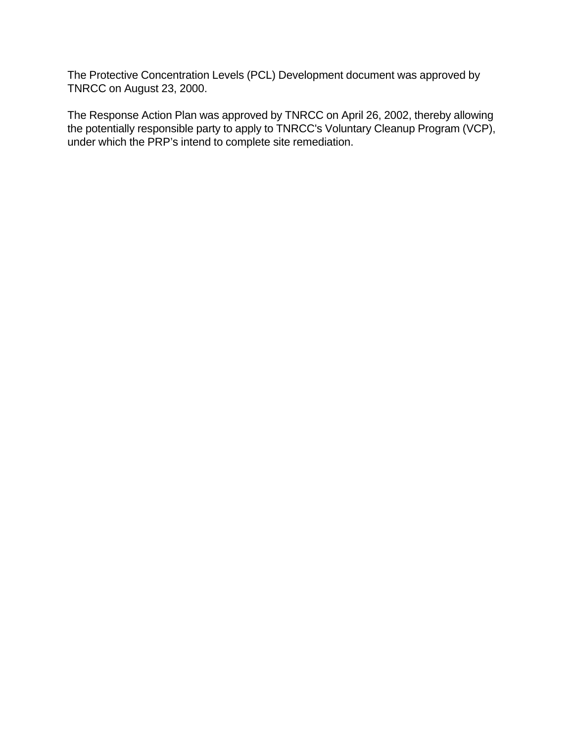The Protective Concentration Levels (PCL) Development document was approved by TNRCC on August 23, 2000.

The Response Action Plan was approved by TNRCC on April 26, 2002, thereby allowing the potentially responsible party to apply to TNRCC's Voluntary Cleanup Program (VCP), under which the PRP's intend to complete site remediation.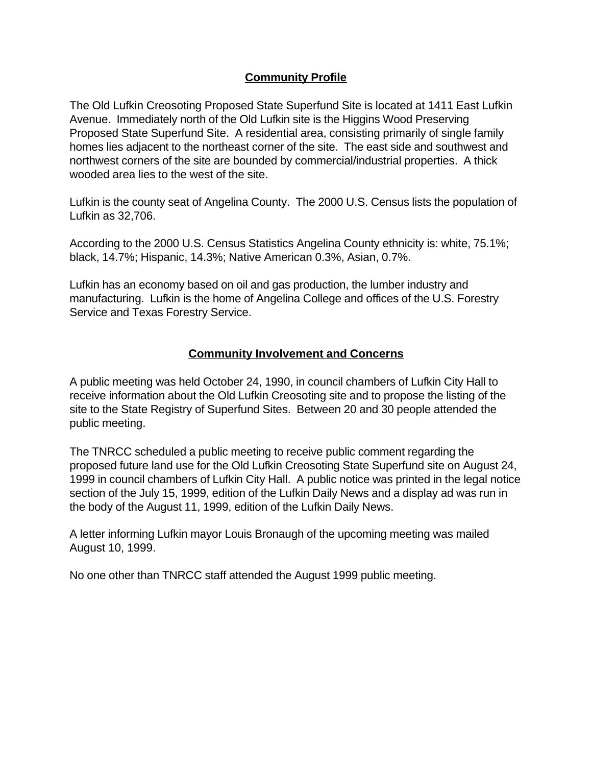## Community Profile

The Old Lufkin Creosoting Proposed State Superfund Site is located at 1411 East Lufkin Avenue. Immediately north of the Old Lufkin site is the Higgins Wood Preserving Proposed State Superfund Site. A residential area, consisting primarily of single family homes lies adjacent to the northeast corner of the site. The east side and southwest and northwest corners of the site are bounded by commercial/industrial properties. A thick wooded area lies to the west of the site.

Lufkin is the county seat of Angelina County. The 2000 U.S. Census lists the population of Lufkin as 32,706.

According to the 2000 U.S. Census Statistics Angelina County ethnicity is: white, 75.1%; black, 14.7%; Hispanic, 14.3%; Native American 0.3%, Asian, 0.7%.

Lufkin has an economy based on oil and gas production, the lumber industry and manufacturing. Lufkin is the home of Angelina College and offices of the U.S. Forestry Service and Texas Forestry Service.

## Community Involvement and Concerns

A public meeting was held October 24, 1990, in council chambers of Lufkin City Hall to receive information about the Old Lufkin Creosoting site and to propose the listing of the site to the State Registry of Superfund Sites. Between 20 and 30 people attended the public meeting.

The TNRCC scheduled a public meeting to receive public comment regarding the proposed future land use for the Old Lufkin Creosoting State Superfund site on August 24, 1999 in council chambers of Lufkin City Hall. A public notice was printed in the legal notice section of the July 15, 1999, edition of the Lufkin Daily News and a display ad was run in the body of the August 11, 1999, edition of the Lufkin Daily News.

A letter informing Lufkin mayor Louis Bronaugh of the upcoming meeting was mailed August 10, 1999.

No one other than TNRCC staff attended the August 1999 public meeting.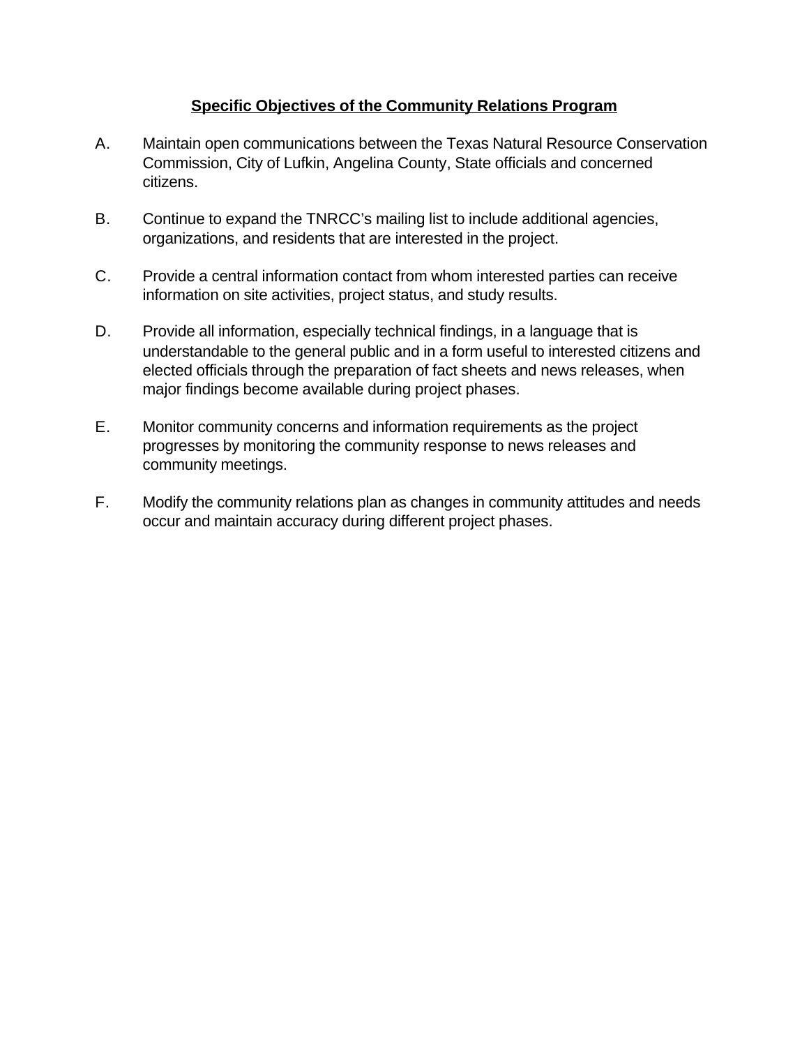## <u>**Specific Objectives of the Community Relations Program**</u>

A. Maintain open communications between the Texas Natural Resource Conservation Commission, City of Lufkin, Angelina County, State officials and concerned citizens.

B. Continue to expand the TNRCC's mailing list to include additional agencies, organizations, and residents that are interested in the project.

C. Provide a central information contact from whom interested parties can receive information on site activities, project status, and study results.

D. Provide all information, especially technical findings, in a language that is understandable to the general public and in a form useful to interested citizens and elected officials through the preparation of fact sheets and news releases, when major findings become available during project phases.

E. Monitor community concerns and information requirements as the project progresses by monitoring the community response to news releases and community meetings.

F. Modify the community relations plan as changes in community attitudes and needs occur and maintain accuracy during different project phases.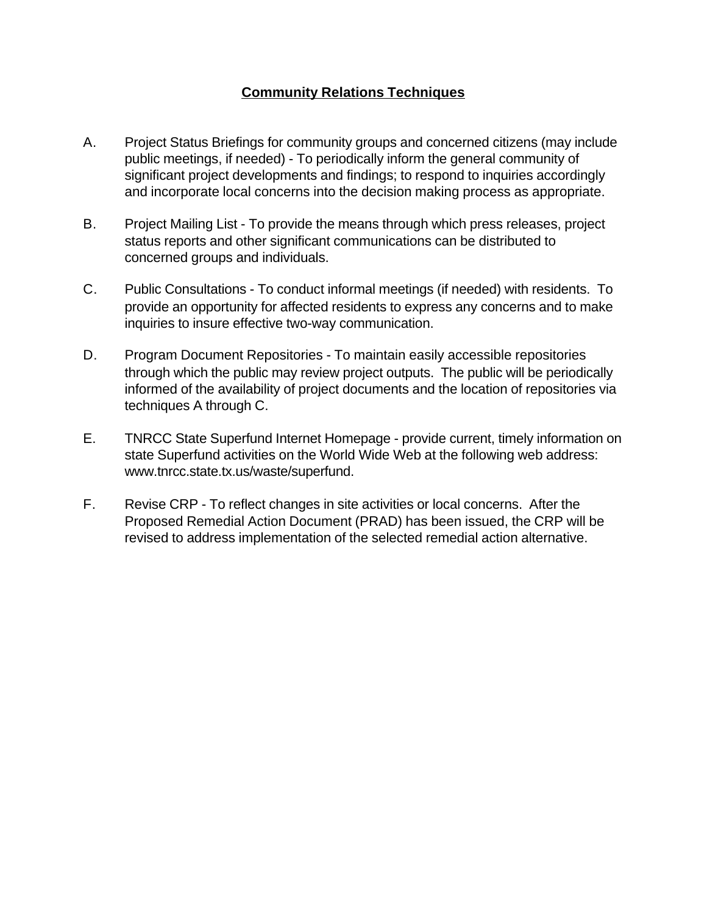## Community Relations Techniques

A. Project Status Briefings for community groups and concerned citizens (may include public meetings, if needed) - To periodically inform the general community of significant project developments and findings; to respond to inquiries accordingly and incorporate local concerns into the decision making process as appropriate.

B. Project Mailing List - To provide the means through which press releases, project status reports and other significant communications can be distributed to concerned groups and individuals.

C. Public Consultations - To conduct informal meetings (if needed) with residents. To provide an opportunity for affected residents to express any concerns and to make inquiries to insure effective two-way communication.

D. Program Document Repositories - To maintain easily accessible repositories through which the public may review project outputs. The public will be periodically informed of the availability of project documents and the location of repositories via techniques A through C.

E. TNRCC State Superfund Internet Homepage - provide current, timely information on state Superfund activities on the World Wide Web at the following web address: www.tnrcc.state.tx.us/waste/superfund.

F. Revise CRP - To reflect changes in site activities or local concerns. After the Proposed Remedial Action Document (PRAD) has been issued, the CRP will be revised to address implementation of the selected remedial action alternative.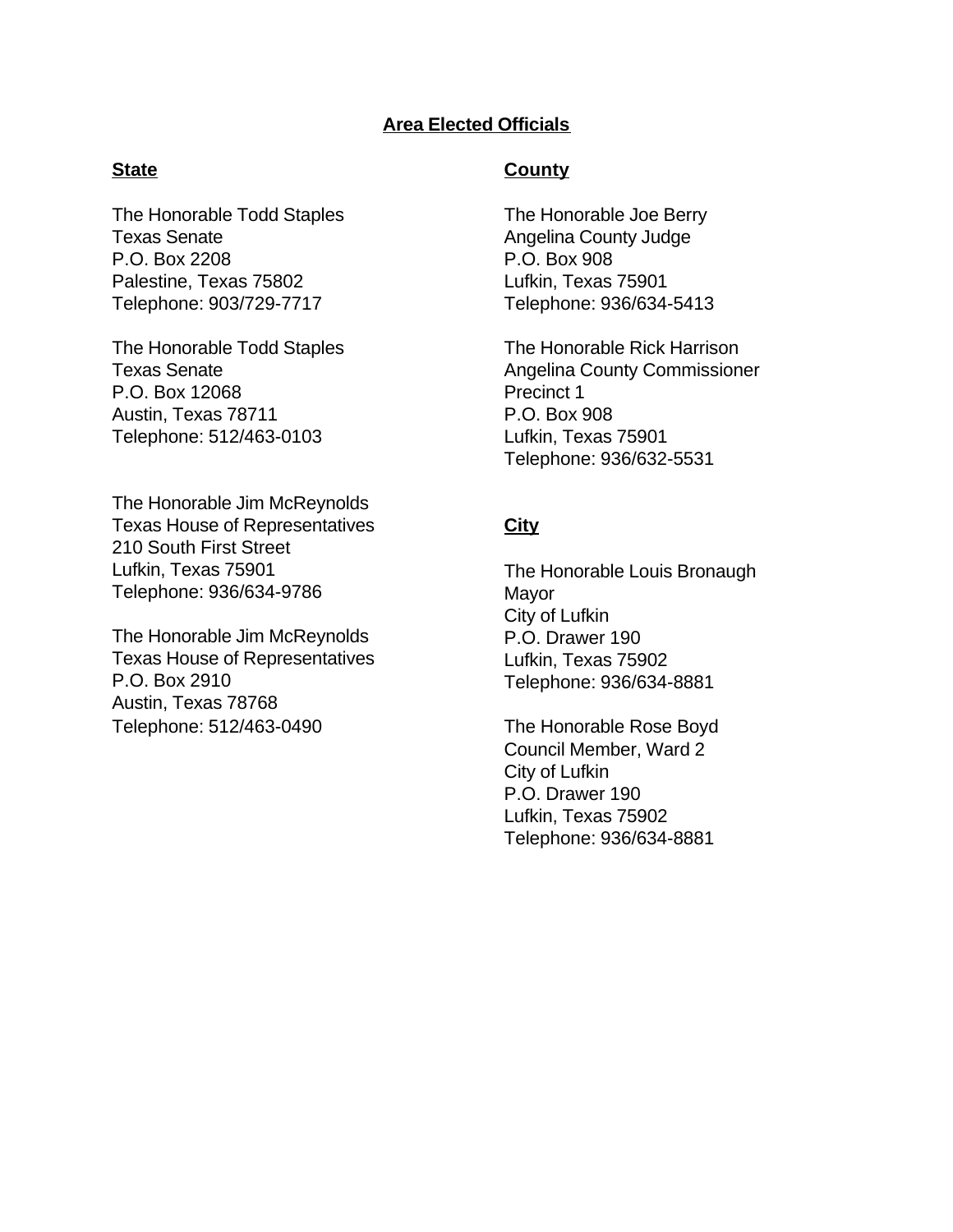# Area Elected Officials

## State

The Honorable Todd Staples
Texas Senate
P.O. Box 2208
Palestine, Texas 75802
Telephone: 903/729-7717

The Honorable Todd Staples
Texas Senate
P.O. Box 12068
Austin, Texas 78711
Telephone: 512/463-0103

The Honorable Jim McReynolds
Texas House of Representatives
210 South First Street
Lufkin, Texas 75901
Telephone: 936/634-9786

The Honorable Jim McReynolds
Texas House of Representatives
P.O. Box 2910
Austin, Texas 78768
Telephone: 512/463-0490

## County

The Honorable Joe Berry
Angelina County Judge
P.O. Box 908
Lufkin, Texas 75901
Telephone: 936/634-5413

The Honorable Rick Harrison
Angelina County Commissioner
Precinct 1
P.O. Box 908
Lufkin, Texas 75901
Telephone: 936/632-5531

## City

The Honorable Louis Bronaugh
Mayor
City of Lufkin
P.O. Drawer 190
Lufkin, Texas 75902
Telephone: 936/634-8881

The Honorable Rose Boyd
Council Member, Ward 2
City of Lufkin
P.O. Drawer 190
Lufkin, Texas 75902
Telephone: 936/634-8881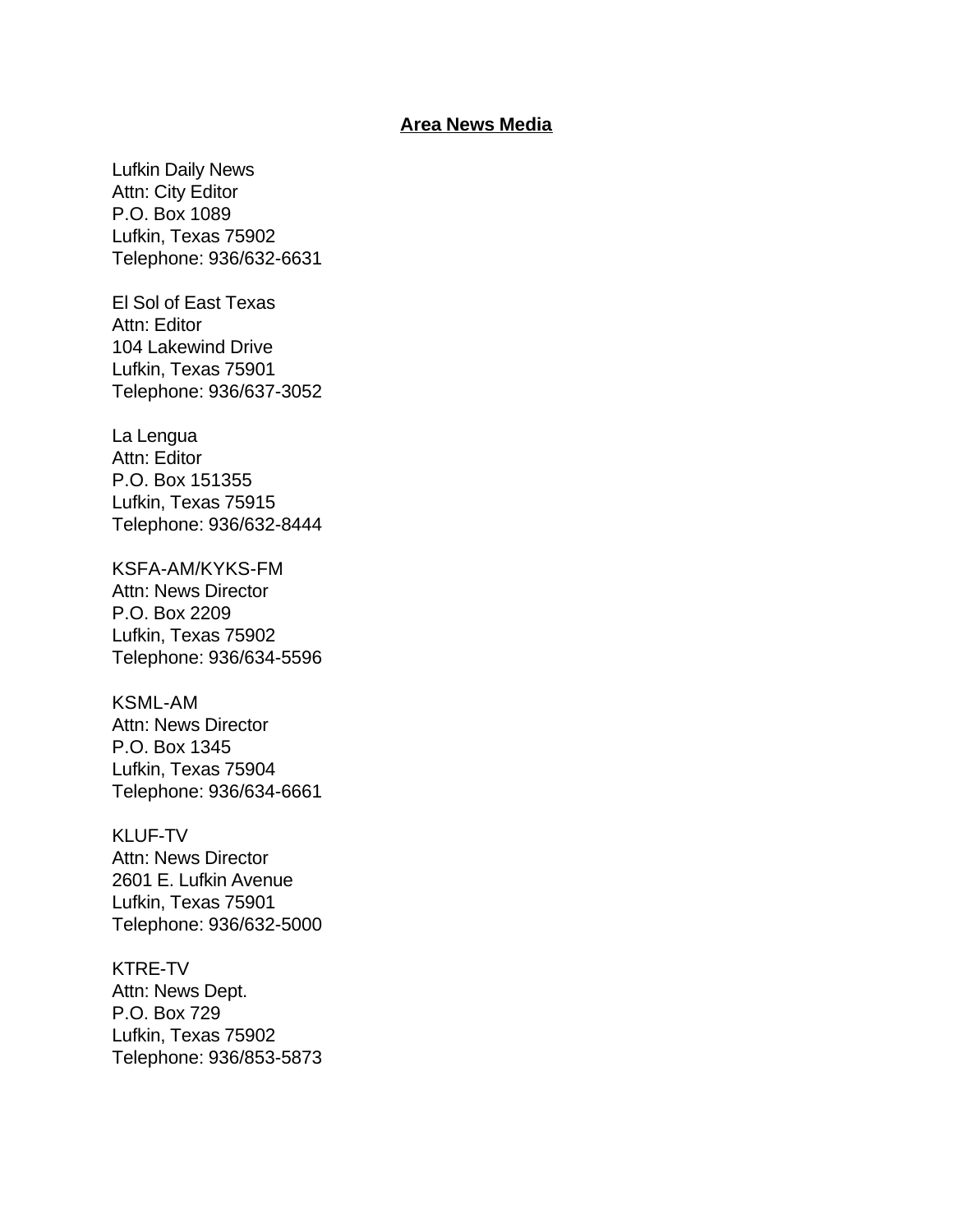## Area News Media

Lufkin Daily News
Attn: City Editor
P.O. Box 1089
Lufkin, Texas 75902
Telephone: 936/632-6631

El Sol of East Texas
Attn: Editor
104 Lakewind Drive
Lufkin, Texas 75901
Telephone: 936/637-3052

La Lengua
Attn: Editor
P.O. Box 151355
Lufkin, Texas 75915
Telephone: 936/632-8444

KSFA-AM/KYKS-FM
Attn: News Director
P.O. Box 2209
Lufkin, Texas 75902
Telephone: 936/634-5596

KSML-AM
Attn: News Director
P.O. Box 1345
Lufkin, Texas 75904
Telephone: 936/634-6661

KLUF-TV
Attn: News Director
2601 E. Lufkin Avenue
Lufkin, Texas 75901
Telephone: 936/632-5000

KTRE-TV
Attn: News Dept.
P.O. Box 729
Lufkin, Texas 75902
Telephone: 936/853-5873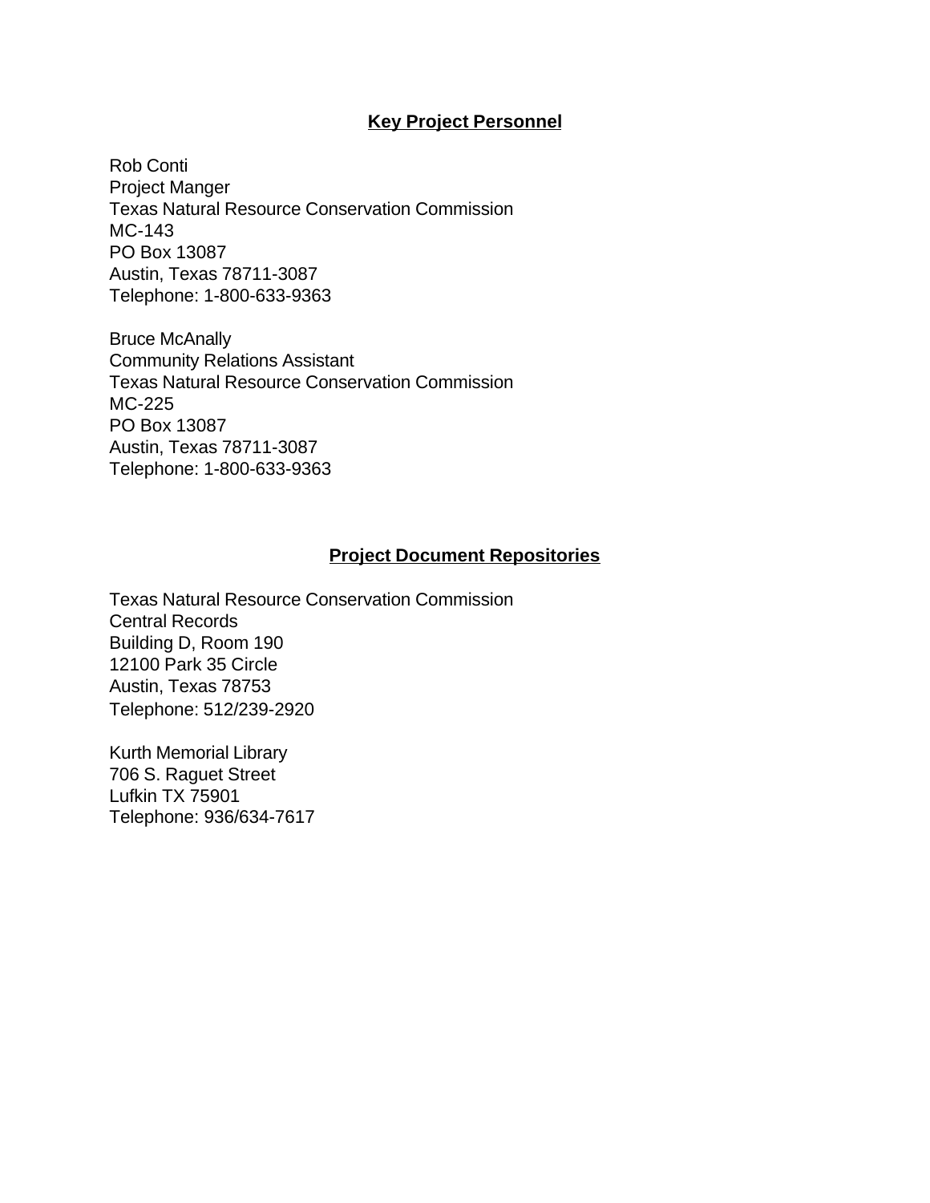## Key Project Personnel

Rob Conti  
Project Manger  
Texas Natural Resource Conservation Commission  
MC-143  
PO Box 13087  
Austin, Texas 78711-3087  
Telephone: 1-800-633-9363

Bruce McAnally  
Community Relations Assistant  
Texas Natural Resource Conservation Commission  
MC-225  
PO Box 13087  
Austin, Texas 78711-3087  
Telephone: 1-800-633-9363

## Project Document Repositories

Texas Natural Resource Conservation Commission  
Central Records  
Building D, Room 190  
12100 Park 35 Circle  
Austin, Texas 78753  
Telephone: 512/239-2920

Kurth Memorial Library  
706 S. Raguet Street  
Lufkin TX 75901  
Telephone: 936/634-7617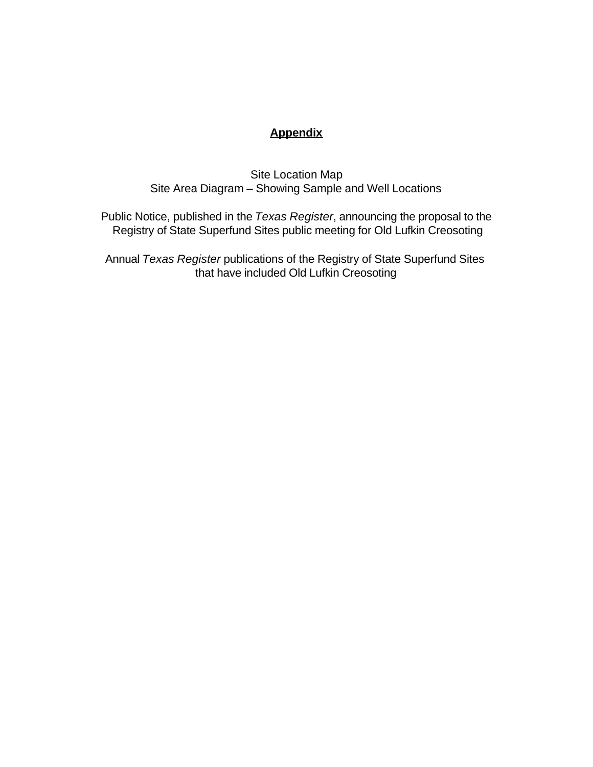# Appendix

Site Location Map
Site Area Diagram – Showing Sample and Well Locations

Public Notice, published in the *Texas Register*, announcing the proposal to the Registry of State Superfund Sites public meeting for Old Lufkin Creosoting

Annual *Texas Register* publications of the Registry of State Superfund Sites that have included Old Lufkin Creosoting